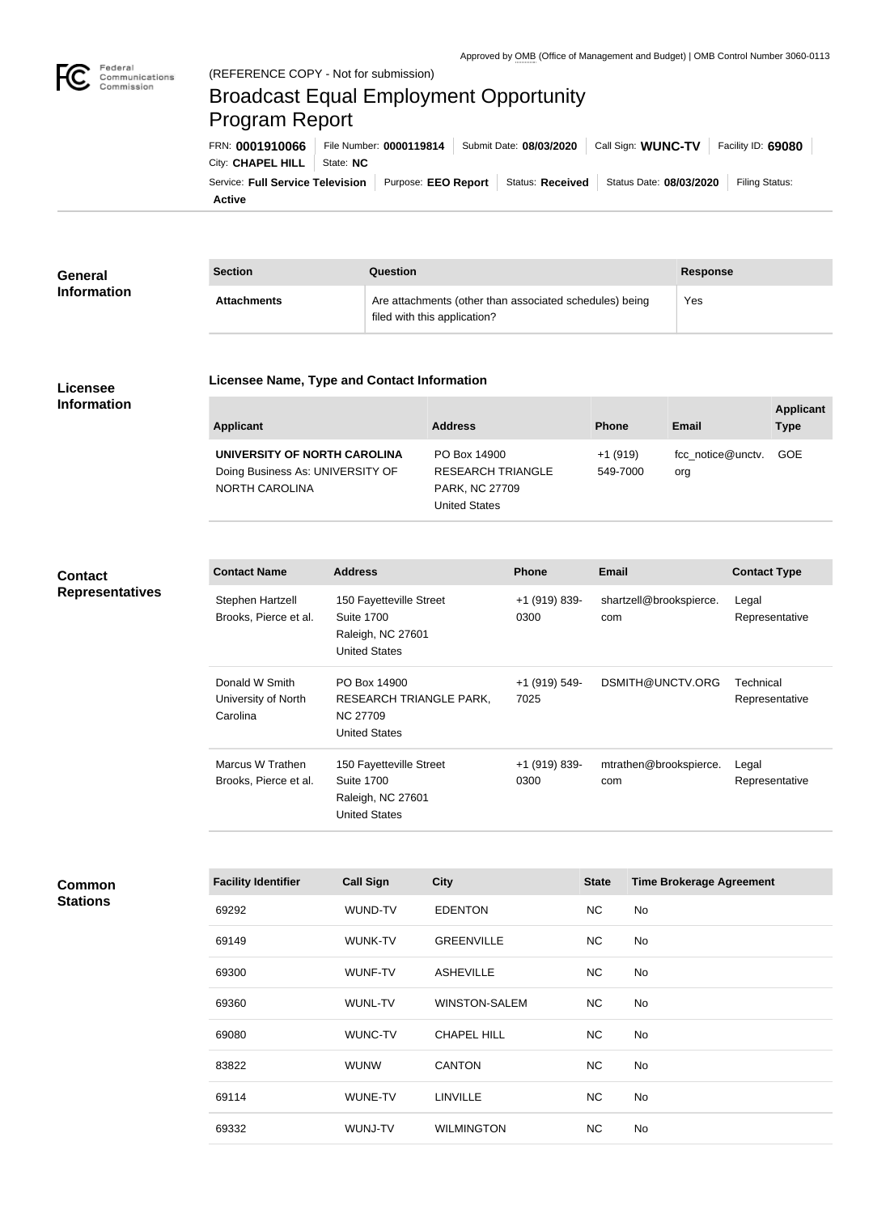Approved by OMB (Office of Management and Budget) | OMB Control Number 3060-0113

(REFERENCE COPY - Not for submission)

# Broadcast Equal Employment Opportunity Program Report

FRN: **0001910066** | File Number: **0000119814** | Submit Date: **08/03/2020** | Call Sign: **WUNC-TV** | Facility ID: **69080** | City: **CHAPEL HILL** | State: **NC**

Service: **Full Service Television** | Purpose: **EEO Report** | Status: **Received** | Status Date: **08/03/2020** | Filing Status: **Active**

## General Information

| Section | Question | Response |
|---|---|---|
| **Attachments** | Are attachments (other than associated schedules) being filed with this application? | Yes |

## Licensee Information

### Licensee Name, Type and Contact Information

| Applicant | Address | Phone | Email | Applicant Type |
|---|---|---|---|---|
| **UNIVERSITY OF NORTH CAROLINA** Doing Business As: UNIVERSITY OF NORTH CAROLINA | PO Box 14900 RESEARCH TRIANGLE PARK, NC 27709 United States | +1 (919) 549-7000 | fcc_notice@unctv.org | GOE |

## Contact Representatives

| Contact Name | Address | Phone | Email | Contact Type |
|---|---|---|---|---|
| Stephen Hartzell Brooks, Pierce et al. | 150 Fayetteville Street Suite 1700 Raleigh, NC 27601 United States | +1 (919) 839-0300 | shartzell@brookspierce.com | Legal Representative |
| Donald W Smith University of North Carolina | PO Box 14900 RESEARCH TRIANGLE PARK, NC 27709 United States | +1 (919) 549-7025 | DSMITH@UNCTV.ORG | Technical Representative |
| Marcus W Trathen Brooks, Pierce et al. | 150 Fayetteville Street Suite 1700 Raleigh, NC 27601 United States | +1 (919) 839-0300 | mtrathen@brookspierce.com | Legal Representative |

## Common Stations

| Facility Identifier | Call Sign | City | State | Time Brokerage Agreement |
|---|---|---|---|---|
| 69292 | WUND-TV | EDENTON | NC | No |
| 69149 | WUNK-TV | GREENVILLE | NC | No |
| 69300 | WUNF-TV | ASHEVILLE | NC | No |
| 69360 | WUNL-TV | WINSTON-SALEM | NC | No |
| 69080 | WUNC-TV | CHAPEL HILL | NC | No |
| 83822 | WUNW | CANTON | NC | No |
| 69114 | WUNE-TV | LINVILLE | NC | No |
| 69332 | WUNJ-TV | WILMINGTON | NC | No |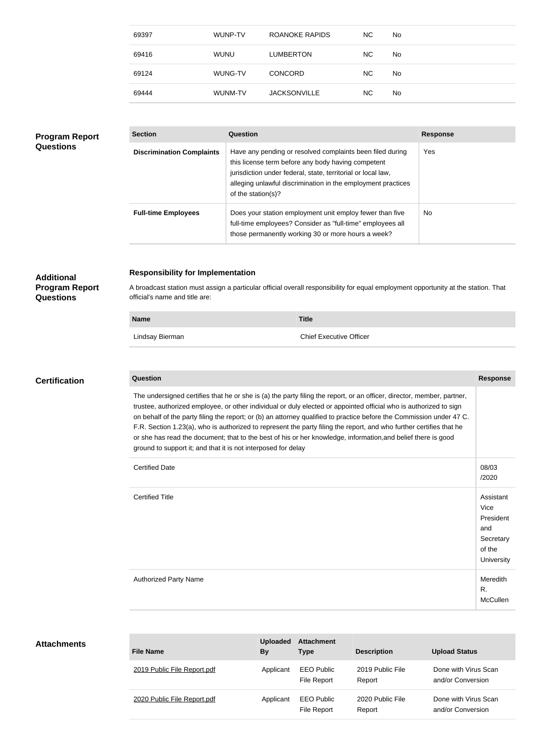| | | | | |
|---|---|---|---|---|
| 69397 | WUNP-TV | ROANOKE RAPIDS | NC | No |
| 69416 | WUNU | LUMBERTON | NC | No |
| 69124 | WUNG-TV | CONCORD | NC | No |
| 69444 | WUNM-TV | JACKSONVILLE | NC | No |

## Program Report Questions

| Section | Question | Response |
|---|---|---|
| **Discrimination Complaints** | Have any pending or resolved complaints been filed during this license term before any body having competent jurisdiction under federal, state, territorial or local law, alleging unlawful discrimination in the employment practices of the station(s)? | Yes |
| **Full-time Employees** | Does your station employment unit employ fewer than five full-time employees? Consider as "full-time" employees all those permanently working 30 or more hours a week? | No |

## Additional Program Report Questions

**Responsibility for Implementation**

A broadcast station must assign a particular official overall responsibility for equal employment opportunity at the station. That official's name and title are:

| Name | Title |
|---|---|
| Lindsay Bierman | Chief Executive Officer |

## Certification

| Question | Response |
|---|---|
| The undersigned certifies that he or she is (a) the party filing the report, or an officer, director, member, partner, trustee, authorized employee, or other individual or duly elected or appointed official who is authorized to sign on behalf of the party filing the report; or (b) an attorney qualified to practice before the Commission under 47 C. F.R. Section 1.23(a), who is authorized to represent the party filing the report, and who further certifies that he or she has read the document; that to the best of his or her knowledge, information,and belief there is good ground to support it; and that it is not interposed for delay | |
| Certified Date | 08/03/2020 |
| Certified Title | Assistant Vice President and Secretary of the University |
| Authorized Party Name | Meredith R. McCullen |

## Attachments

| File Name | Uploaded By | Attachment Type | Description | Upload Status |
|---|---|---|---|---|
| 2019 Public File Report.pdf | Applicant | EEO Public File Report | 2019 Public File Report | Done with Virus Scan and/or Conversion |
| 2020 Public File Report.pdf | Applicant | EEO Public File Report | 2020 Public File Report | Done with Virus Scan and/or Conversion |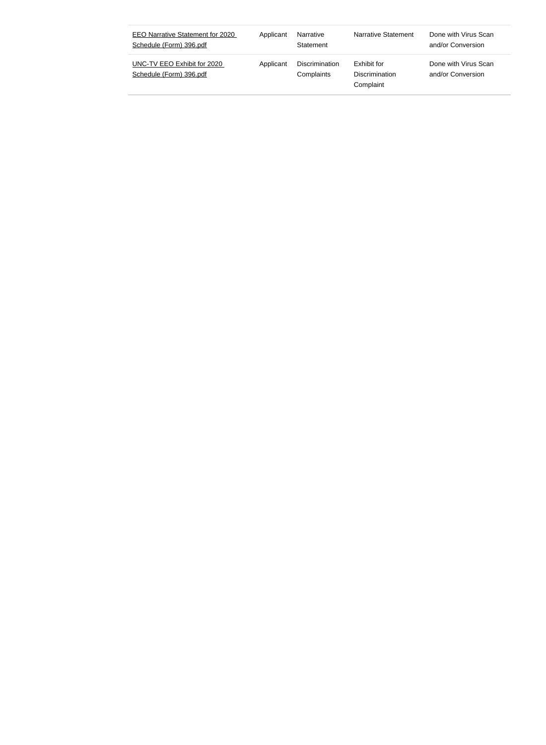| | | | | |
|---|---|---|---|---|
| EEO Narrative Statement for 2020 Schedule (Form) 396.pdf | Applicant | Narrative Statement | Narrative Statement | Done with Virus Scan and/or Conversion |
| UNC-TV EEO Exhibit for 2020 Schedule (Form) 396.pdf | Applicant | Discrimination Complaints | Exhibit for Discrimination Complaint | Done with Virus Scan and/or Conversion |